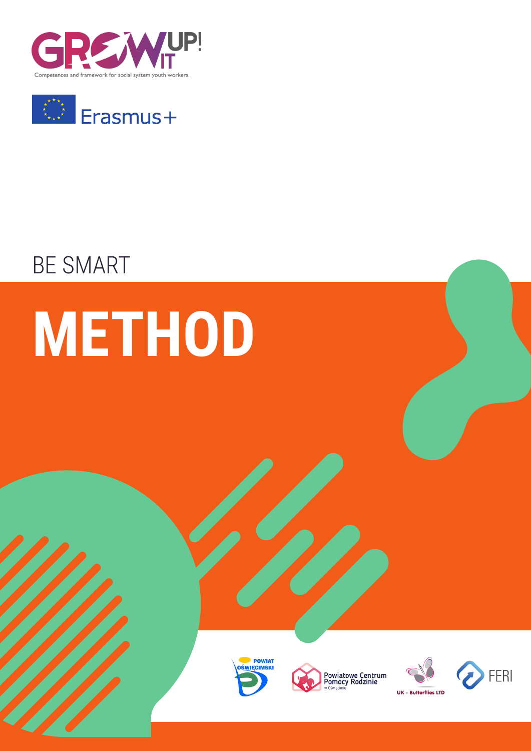GROW IT UP!

Competences and framework for social system youth workers.

Erasmus+

BE SMART

# METHOD

POWIAT OŚWIĘCIMSKI

Powiatowe Centrum Pomocy Rodzinie w Oświęcimiu

UK - Butterflies LTD

FERI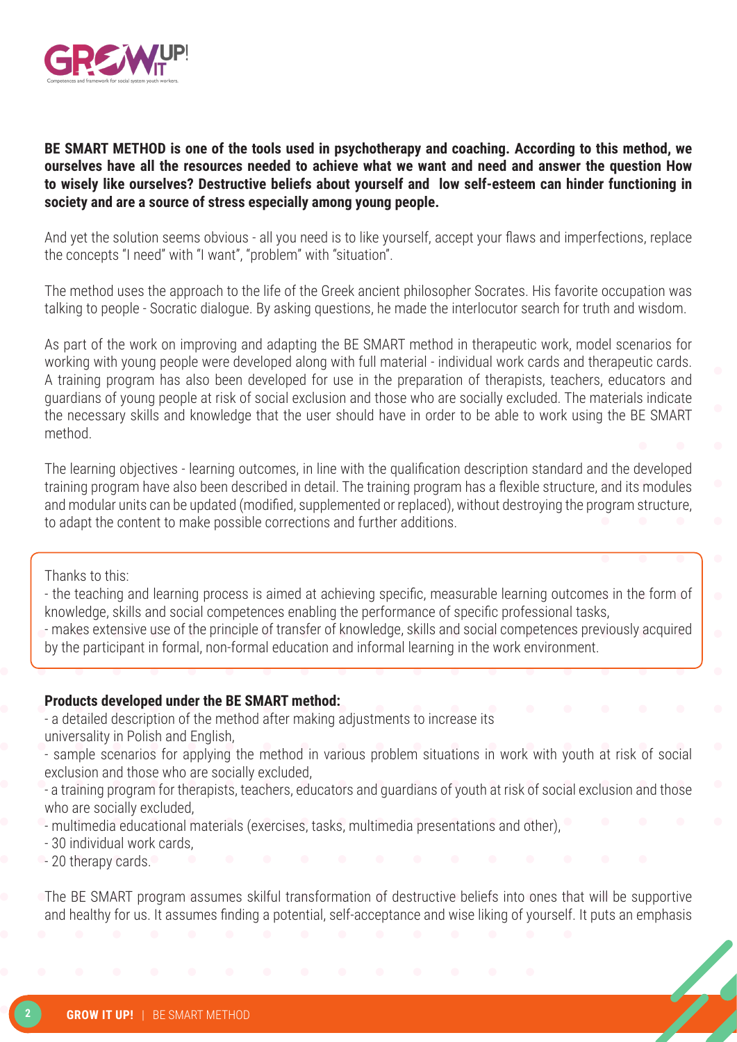**BE SMART METHOD is one of the tools used in psychotherapy and coaching. According to this method, we ourselves have all the resources needed to achieve what we want and need and answer the question How to wisely like ourselves? Destructive beliefs about yourself and low self-esteem can hinder functioning in society and are a source of stress especially among young people.**

And yet the solution seems obvious - all you need is to like yourself, accept your flaws and imperfections, replace the concepts "I need" with "I want", "problem" with "situation".

The method uses the approach to the life of the Greek ancient philosopher Socrates. His favorite occupation was talking to people - Socratic dialogue. By asking questions, he made the interlocutor search for truth and wisdom.

As part of the work on improving and adapting the BE SMART method in therapeutic work, model scenarios for working with young people were developed along with full material - individual work cards and therapeutic cards. A training program has also been developed for use in the preparation of therapists, teachers, educators and guardians of young people at risk of social exclusion and those who are socially excluded. The materials indicate the necessary skills and knowledge that the user should have in order to be able to work using the BE SMART method.

The learning objectives - learning outcomes, in line with the qualification description standard and the developed training program have also been described in detail. The training program has a flexible structure, and its modules and modular units can be updated (modified, supplemented or replaced), without destroying the program structure, to adapt the content to make possible corrections and further additions.

Thanks to this:
- the teaching and learning process is aimed at achieving specific, measurable learning outcomes in the form of knowledge, skills and social competences enabling the performance of specific professional tasks,
- makes extensive use of the principle of transfer of knowledge, skills and social competences previously acquired by the participant in formal, non-formal education and informal learning in the work environment.

**Products developed under the BE SMART method:**
- a detailed description of the method after making adjustments to increase its universality in Polish and English,
- sample scenarios for applying the method in various problem situations in work with youth at risk of social exclusion and those who are socially excluded,
- a training program for therapists, teachers, educators and guardians of youth at risk of social exclusion and those who are socially excluded,
- multimedia educational materials (exercises, tasks, multimedia presentations and other),
- 30 individual work cards,
- 20 therapy cards.

The BE SMART program assumes skilful transformation of destructive beliefs into ones that will be supportive and healthy for us. It assumes finding a potential, self-acceptance and wise liking of yourself. It puts an emphasis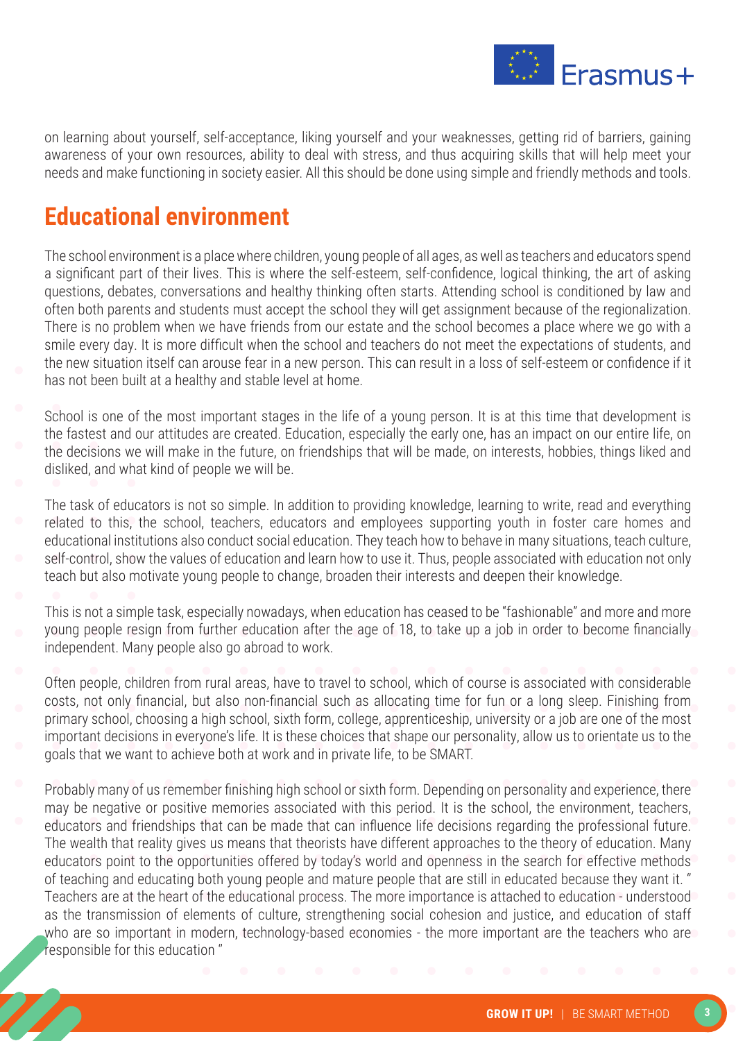on learning about yourself, self-acceptance, liking yourself and your weaknesses, getting rid of barriers, gaining awareness of your own resources, ability to deal with stress, and thus acquiring skills that will help meet your needs and make functioning in society easier. All this should be done using simple and friendly methods and tools.

## Educational environment

The school environment is a place where children, young people of all ages, as well as teachers and educators spend a significant part of their lives. This is where the self-esteem, self-confidence, logical thinking, the art of asking questions, debates, conversations and healthy thinking often starts. Attending school is conditioned by law and often both parents and students must accept the school they will get assignment because of the regionalization. There is no problem when we have friends from our estate and the school becomes a place where we go with a smile every day. It is more difficult when the school and teachers do not meet the expectations of students, and the new situation itself can arouse fear in a new person. This can result in a loss of self-esteem or confidence if it has not been built at a healthy and stable level at home.

School is one of the most important stages in the life of a young person. It is at this time that development is the fastest and our attitudes are created. Education, especially the early one, has an impact on our entire life, on the decisions we will make in the future, on friendships that will be made, on interests, hobbies, things liked and disliked, and what kind of people we will be.

The task of educators is not so simple. In addition to providing knowledge, learning to write, read and everything related to this, the school, teachers, educators and employees supporting youth in foster care homes and educational institutions also conduct social education. They teach how to behave in many situations, teach culture, self-control, show the values of education and learn how to use it. Thus, people associated with education not only teach but also motivate young people to change, broaden their interests and deepen their knowledge.

This is not a simple task, especially nowadays, when education has ceased to be "fashionable" and more and more young people resign from further education after the age of 18, to take up a job in order to become financially independent. Many people also go abroad to work.

Often people, children from rural areas, have to travel to school, which of course is associated with considerable costs, not only financial, but also non-financial such as allocating time for fun or a long sleep. Finishing from primary school, choosing a high school, sixth form, college, apprenticeship, university or a job are one of the most important decisions in everyone's life. It is these choices that shape our personality, allow us to orientate us to the goals that we want to achieve both at work and in private life, to be SMART.

Probably many of us remember finishing high school or sixth form. Depending on personality and experience, there may be negative or positive memories associated with this period. It is the school, the environment, teachers, educators and friendships that can be made that can influence life decisions regarding the professional future. The wealth that reality gives us means that theorists have different approaches to the theory of education. Many educators point to the opportunities offered by today's world and openness in the search for effective methods of teaching and educating both young people and mature people that are still in educated because they want it. " Teachers are at the heart of the educational process. The more importance is attached to education - understood as the transmission of elements of culture, strengthening social cohesion and justice, and education of staff who are so important in modern, technology-based economies - the more important are the teachers who are responsible for this education "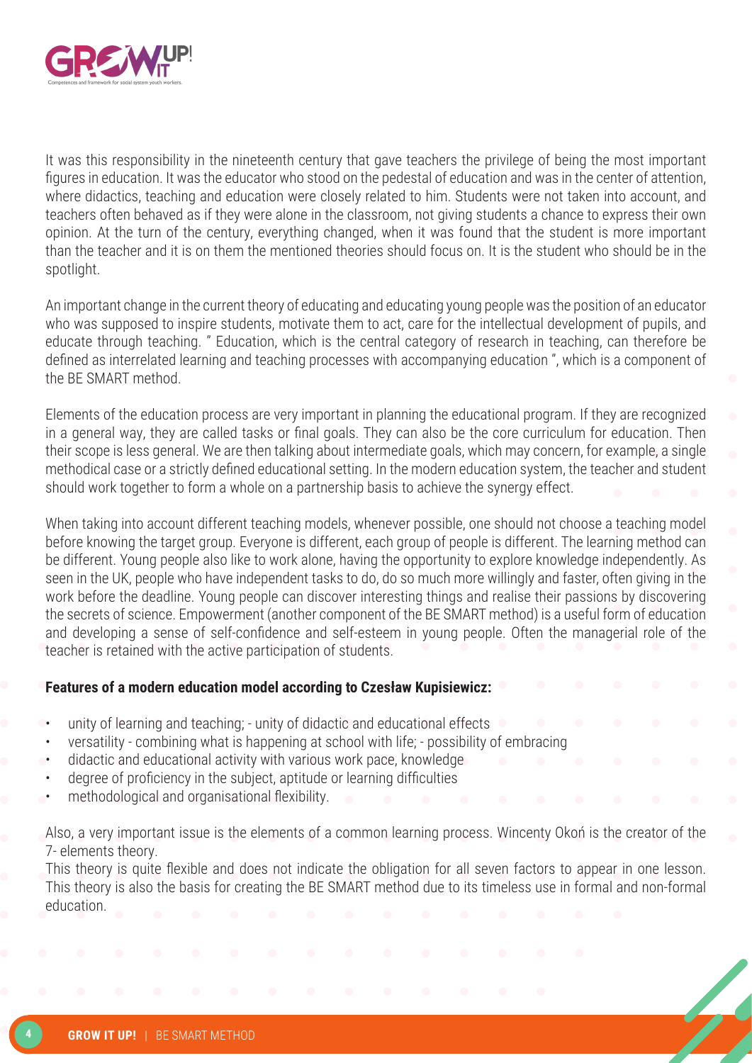It was this responsibility in the nineteenth century that gave teachers the privilege of being the most important figures in education. It was the educator who stood on the pedestal of education and was in the center of attention, where didactics, teaching and education were closely related to him. Students were not taken into account, and teachers often behaved as if they were alone in the classroom, not giving students a chance to express their own opinion. At the turn of the century, everything changed, when it was found that the student is more important than the teacher and it is on them the mentioned theories should focus on. It is the student who should be in the spotlight.

An important change in the current theory of educating and educating young people was the position of an educator who was supposed to inspire students, motivate them to act, care for the intellectual development of pupils, and educate through teaching. " Education, which is the central category of research in teaching, can therefore be defined as interrelated learning and teaching processes with accompanying education ", which is a component of the BE SMART method.

Elements of the education process are very important in planning the educational program. If they are recognized in a general way, they are called tasks or final goals. They can also be the core curriculum for education. Then their scope is less general. We are then talking about intermediate goals, which may concern, for example, a single methodical case or a strictly defined educational setting. In the modern education system, the teacher and student should work together to form a whole on a partnership basis to achieve the synergy effect.

When taking into account different teaching models, whenever possible, one should not choose a teaching model before knowing the target group. Everyone is different, each group of people is different. The learning method can be different. Young people also like to work alone, having the opportunity to explore knowledge independently. As seen in the UK, people who have independent tasks to do, do so much more willingly and faster, often giving in the work before the deadline. Young people can discover interesting things and realise their passions by discovering the secrets of science. Empowerment (another component of the BE SMART method) is a useful form of education and developing a sense of self-confidence and self-esteem in young people. Often the managerial role of the teacher is retained with the active participation of students.

**Features of a modern education model according to Czesław Kupisiewicz:**

- unity of learning and teaching; - unity of didactic and educational effects
- versatility - combining what is happening at school with life; - possibility of embracing
- didactic and educational activity with various work pace, knowledge
- degree of proficiency in the subject, aptitude or learning difficulties
- methodological and organisational flexibility.

Also, a very important issue is the elements of a common learning process. Wincenty Okoń is the creator of the 7- elements theory.
This theory is quite flexible and does not indicate the obligation for all seven factors to appear in one lesson. This theory is also the basis for creating the BE SMART method due to its timeless use in formal and non-formal education.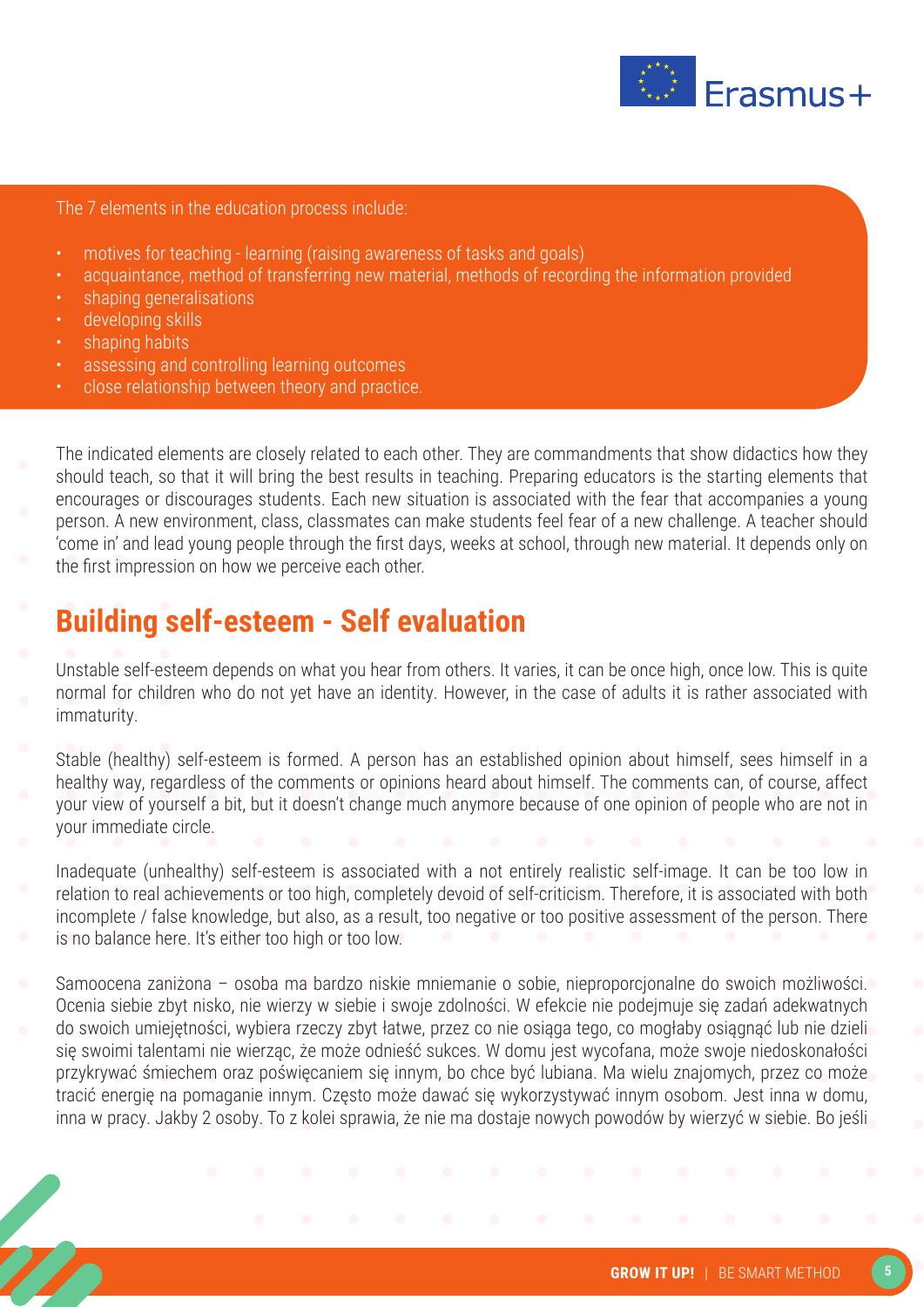The 7 elements in the education process include:

- motives for teaching - learning (raising awareness of tasks and goals)
- acquaintance, method of transferring new material, methods of recording the information provided
- shaping generalisations
- developing skills
- shaping habits
- assessing and controlling learning outcomes
- close relationship between theory and practice.

The indicated elements are closely related to each other. They are commandments that show didactics how they should teach, so that it will bring the best results in teaching. Preparing educators is the starting elements that encourages or discourages students. Each new situation is associated with the fear that accompanies a young person. A new environment, class, classmates can make students feel fear of a new challenge. A teacher should 'come in' and lead young people through the first days, weeks at school, through new material. It depends only on the first impression on how we perceive each other.

## Building self-esteem - Self evaluation

Unstable self-esteem depends on what you hear from others. It varies, it can be once high, once low. This is quite normal for children who do not yet have an identity. However, in the case of adults it is rather associated with immaturity.

Stable (healthy) self-esteem is formed. A person has an established opinion about himself, sees himself in a healthy way, regardless of the comments or opinions heard about himself. The comments can, of course, affect your view of yourself a bit, but it doesn't change much anymore because of one opinion of people who are not in your immediate circle.

Inadequate (unhealthy) self-esteem is associated with a not entirely realistic self-image. It can be too low in relation to real achievements or too high, completely devoid of self-criticism. Therefore, it is associated with both incomplete / false knowledge, but also, as a result, too negative or too positive assessment of the person. There is no balance here. It's either too high or too low.

Samoocena zaniżona – osoba ma bardzo niskie mniemanie o sobie, nieproporcjonalne do swoich możliwości. Ocenia siebie zbyt nisko, nie wierzy w siebie i swoje zdolności. W efekcie nie podejmuje się zadań adekwatnych do swoich umiejętności, wybiera rzeczy zbyt łatwe, przez co nie osiąga tego, co mogłaby osiągnąć lub nie dzieli się swoimi talentami nie wierząc, że może odnieść sukces. W domu jest wycofana, może swoje niedoskonałości przykrywać śmiechem oraz poświęcaniem się innym, bo chce być lubiana. Ma wielu znajomych, przez co może tracić energię na pomaganie innym. Często może dawać się wykorzystywać innym osobom. Jest inna w domu, inna w pracy. Jakby 2 osoby. To z kolei sprawia, że nie ma dostaje nowych powodów by wierzyć w siebie. Bo jeśli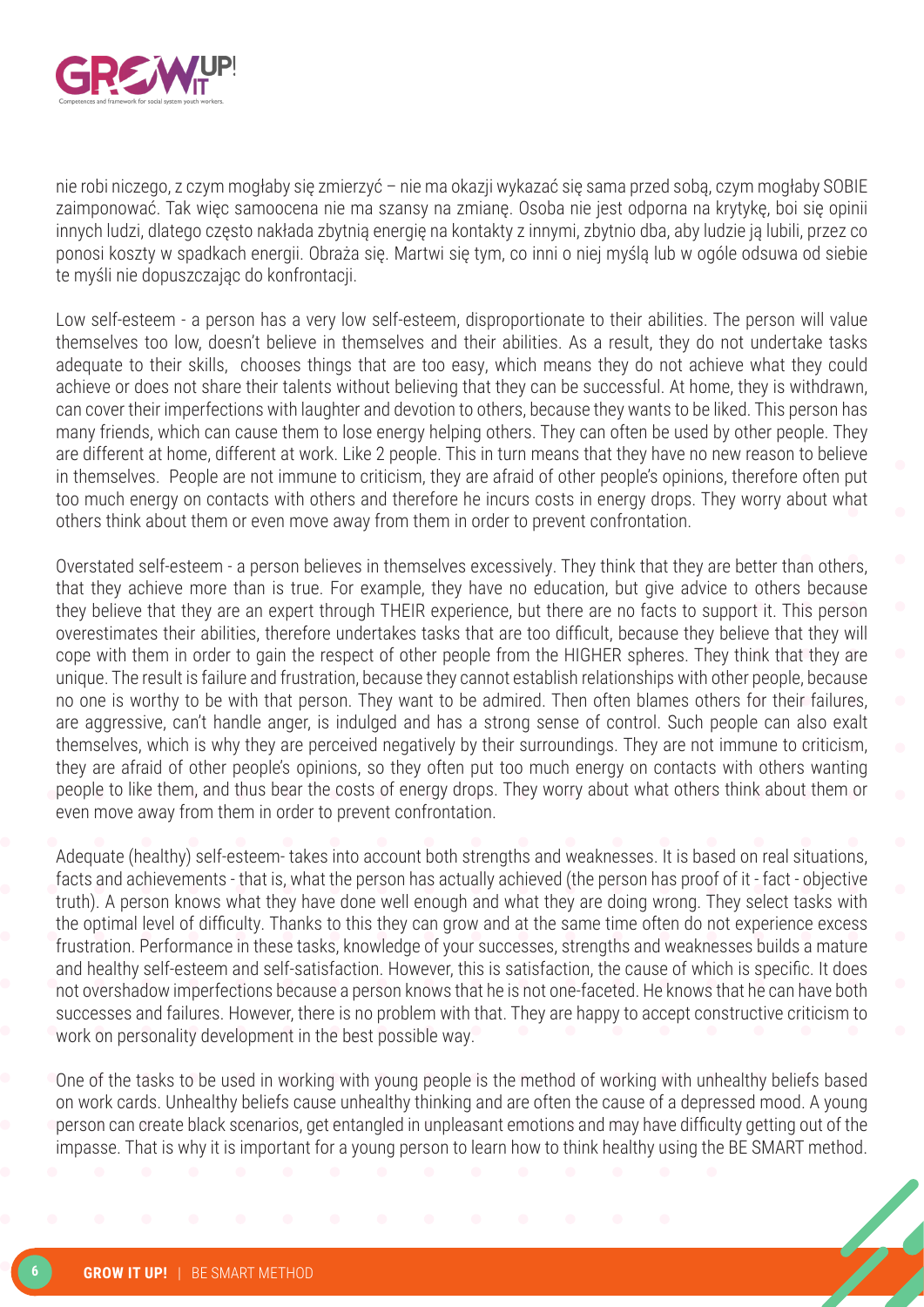nie robi niczego, z czym mogłaby się zmierzyć – nie ma okazji wykazać się sama przed sobą, czym mogłaby SOBIE zaimponować. Tak więc samoocena nie ma szansy na zmianę. Osoba nie jest odporna na krytykę, boi się opinii innych ludzi, dlatego często nakłada zbytnią energię na kontakty z innymi, zbytnio dba, aby ludzie ją lubili, przez co ponosi koszty w spadkach energii. Obraża się. Martwi się tym, co inni o niej myślą lub w ogóle odsuwa od siebie te myśli nie dopuszczając do konfrontacji.

Low self-esteem - a person has a very low self-esteem, disproportionate to their abilities. The person will value themselves too low, doesn't believe in themselves and their abilities. As a result, they do not undertake tasks adequate to their skills, chooses things that are too easy, which means they do not achieve what they could achieve or does not share their talents without believing that they can be successful. At home, they is withdrawn, can cover their imperfections with laughter and devotion to others, because they wants to be liked. This person has many friends, which can cause them to lose energy helping others. They can often be used by other people. They are different at home, different at work. Like 2 people. This in turn means that they have no new reason to believe in themselves. People are not immune to criticism, they are afraid of other people's opinions, therefore often put too much energy on contacts with others and therefore he incurs costs in energy drops. They worry about what others think about them or even move away from them in order to prevent confrontation.

Overstated self-esteem - a person believes in themselves excessively. They think that they are better than others, that they achieve more than is true. For example, they have no education, but give advice to others because they believe that they are an expert through THEIR experience, but there are no facts to support it. This person overestimates their abilities, therefore undertakes tasks that are too difficult, because they believe that they will cope with them in order to gain the respect of other people from the HIGHER spheres. They think that they are unique. The result is failure and frustration, because they cannot establish relationships with other people, because no one is worthy to be with that person. They want to be admired. Then often blames others for their failures, are aggressive, can't handle anger, is indulged and has a strong sense of control. Such people can also exalt themselves, which is why they are perceived negatively by their surroundings. They are not immune to criticism, they are afraid of other people's opinions, so they often put too much energy on contacts with others wanting people to like them, and thus bear the costs of energy drops. They worry about what others think about them or even move away from them in order to prevent confrontation.

Adequate (healthy) self-esteem- takes into account both strengths and weaknesses. It is based on real situations, facts and achievements - that is, what the person has actually achieved (the person has proof of it - fact - objective truth). A person knows what they have done well enough and what they are doing wrong. They select tasks with the optimal level of difficulty. Thanks to this they can grow and at the same time often do not experience excess frustration. Performance in these tasks, knowledge of your successes, strengths and weaknesses builds a mature and healthy self-esteem and self-satisfaction. However, this is satisfaction, the cause of which is specific. It does not overshadow imperfections because a person knows that he is not one-faceted. He knows that he can have both successes and failures. However, there is no problem with that. They are happy to accept constructive criticism to work on personality development in the best possible way.

One of the tasks to be used in working with young people is the method of working with unhealthy beliefs based on work cards. Unhealthy beliefs cause unhealthy thinking and are often the cause of a depressed mood. A young person can create black scenarios, get entangled in unpleasant emotions and may have difficulty getting out of the impasse. That is why it is important for a young person to learn how to think healthy using the BE SMART method.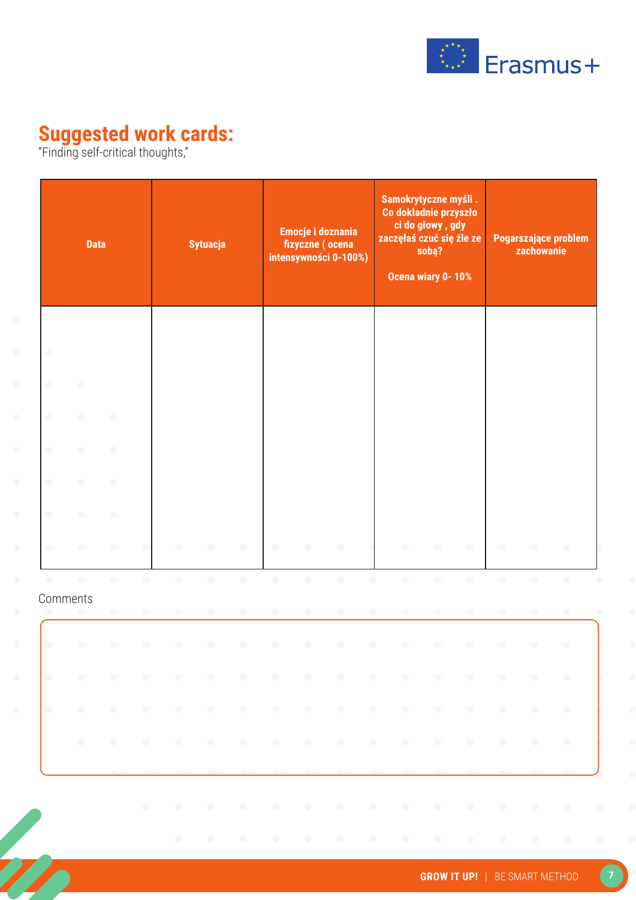## Suggested work cards:

“Finding self-critical thoughts,”

| Data | Sytuacja | Emocje i doznania fizyczne ( ocena intensywności 0-100%) | Samokrytyczne myśli . Co dokładnie przyszło ci do głowy , gdy zaczęłaś czuć się źle ze sobą?<br><br>Ocena wiary 0- 10% | Pogarszające problem zachowanie |
|---|---|---|---|---|
| | | | | |

Comments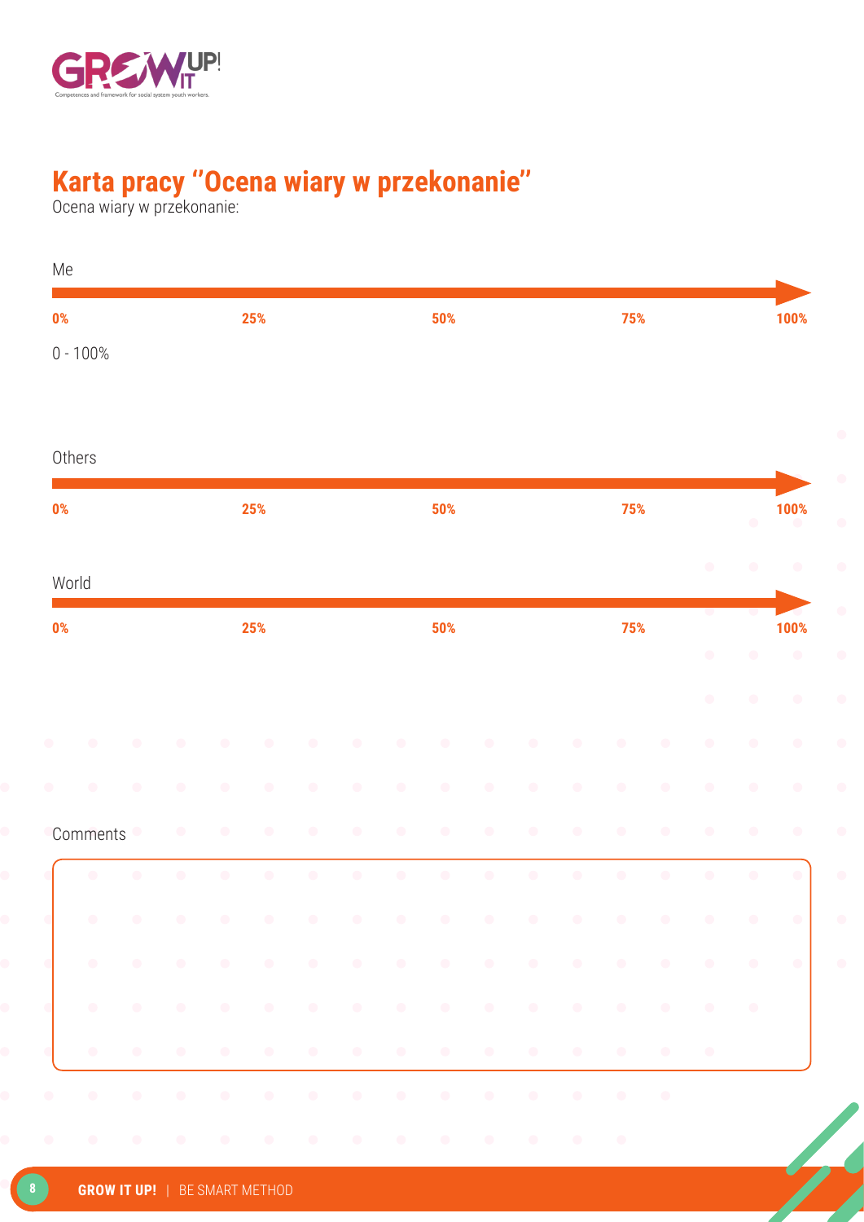# Karta pracy "Ocena wiary w przekonanie"

Ocena wiary w przekonanie:

Me

**0%** **25%** **50%** **75%** **100%**

0 - 100%

Others

**0%** **25%** **50%** **75%** **100%**

World

**0%** **25%** **50%** **75%** **100%**

Comments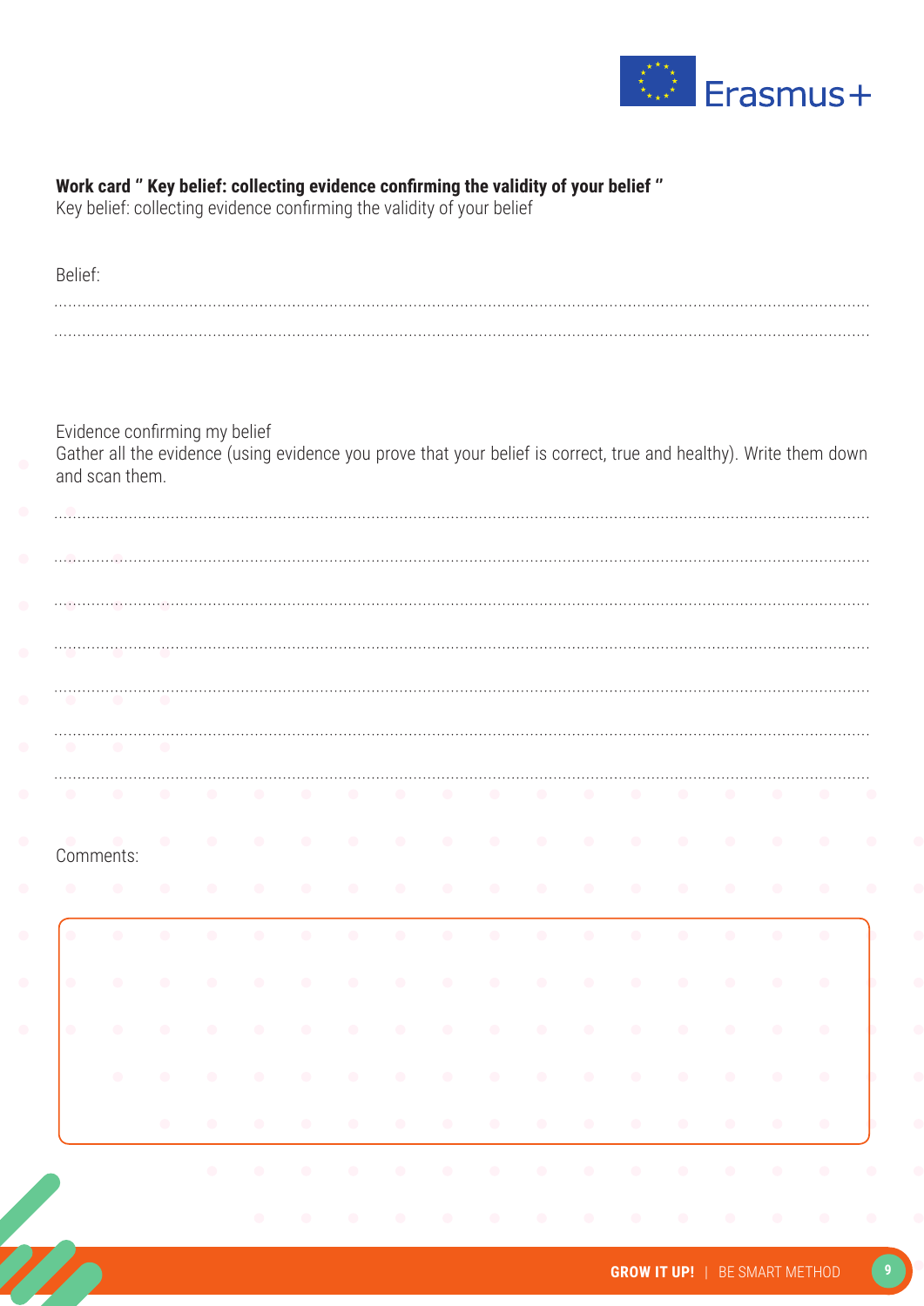**Work card " Key belief: collecting evidence confirming the validity of your belief "**

Key belief: collecting evidence confirming the validity of your belief

Belief:

.......................................................................................................................................................................

.......................................................................................................................................................................

Evidence confirming my belief

Gather all the evidence (using evidence you prove that your belief is correct, true and healthy). Write them down and scan them.

.......................................................................................................................................................................

.......................................................................................................................................................................

.......................................................................................................................................................................

.......................................................................................................................................................................

.......................................................................................................................................................................

.......................................................................................................................................................................

.......................................................................................................................................................................

Comments: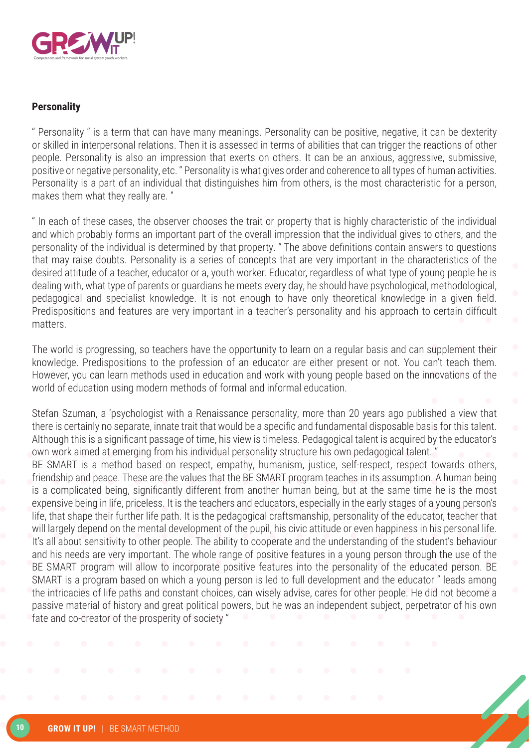**Personality**

" Personality " is a term that can have many meanings. Personality can be positive, negative, it can be dexterity or skilled in interpersonal relations. Then it is assessed in terms of abilities that can trigger the reactions of other people. Personality is also an impression that exerts on others. It can be an anxious, aggressive, submissive, positive or negative personality, etc. " Personality is what gives order and coherence to all types of human activities. Personality is a part of an individual that distinguishes him from others, is the most characteristic for a person, makes them what they really are. "

" In each of these cases, the observer chooses the trait or property that is highly characteristic of the individual and which probably forms an important part of the overall impression that the individual gives to others, and the personality of the individual is determined by that property. " The above definitions contain answers to questions that may raise doubts. Personality is a series of concepts that are very important in the characteristics of the desired attitude of a teacher, educator or a, youth worker. Educator, regardless of what type of young people he is dealing with, what type of parents or guardians he meets every day, he should have psychological, methodological, pedagogical and specialist knowledge. It is not enough to have only theoretical knowledge in a given field. Predispositions and features are very important in a teacher's personality and his approach to certain difficult matters.

The world is progressing, so teachers have the opportunity to learn on a regular basis and can supplement their knowledge. Predispositions to the profession of an educator are either present or not. You can't teach them. However, you can learn methods used in education and work with young people based on the innovations of the world of education using modern methods of formal and informal education.

Stefan Szuman, a 'psychologist with a Renaissance personality, more than 20 years ago published a view that there is certainly no separate, innate trait that would be a specific and fundamental disposable basis for this talent. Although this is a significant passage of time, his view is timeless. Pedagogical talent is acquired by the educator's own work aimed at emerging from his individual personality structure his own pedagogical talent. "
BE SMART is a method based on respect, empathy, humanism, justice, self-respect, respect towards others, friendship and peace. These are the values that the BE SMART program teaches in its assumption. A human being is a complicated being, significantly different from another human being, but at the same time he is the most expensive being in life, priceless. It is the teachers and educators, especially in the early stages of a young person's life, that shape their further life path. It is the pedagogical craftsmanship, personality of the educator, teacher that will largely depend on the mental development of the pupil, his civic attitude or even happiness in his personal life. It's all about sensitivity to other people. The ability to cooperate and the understanding of the student's behaviour and his needs are very important. The whole range of positive features in a young person through the use of the BE SMART program will allow to incorporate positive features into the personality of the educated person. BE SMART is a program based on which a young person is led to full development and the educator " leads among the intricacies of life paths and constant choices, can wisely advise, cares for other people. He did not become a passive material of history and great political powers, but he was an independent subject, perpetrator of his own fate and co-creator of the prosperity of society "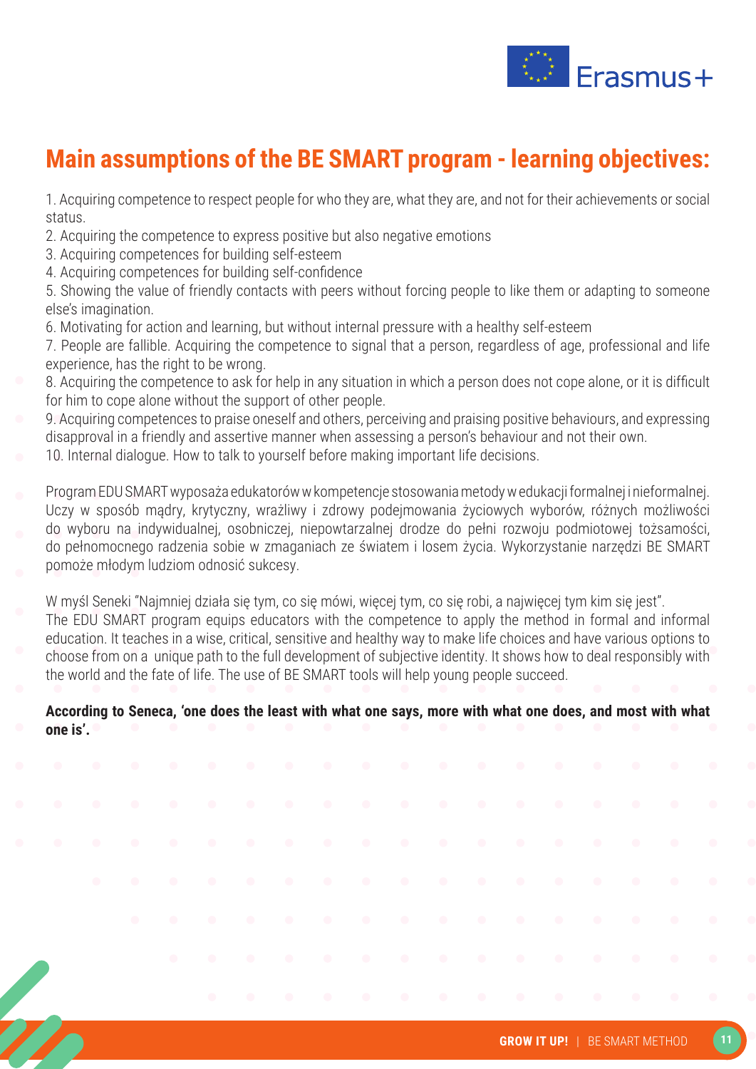## Main assumptions of the BE SMART program - learning objectives:

1. Acquiring competence to respect people for who they are, what they are, and not for their achievements or social status.
2. Acquiring the competence to express positive but also negative emotions
3. Acquiring competences for building self-esteem
4. Acquiring competences for building self-confidence
5. Showing the value of friendly contacts with peers without forcing people to like them or adapting to someone else's imagination.
6. Motivating for action and learning, but without internal pressure with a healthy self-esteem
7. People are fallible. Acquiring the competence to signal that a person, regardless of age, professional and life experience, has the right to be wrong.
8. Acquiring the competence to ask for help in any situation in which a person does not cope alone, or it is difficult for him to cope alone without the support of other people.
9. Acquiring competences to praise oneself and others, perceiving and praising positive behaviours, and expressing disapproval in a friendly and assertive manner when assessing a person's behaviour and not their own.
10. Internal dialogue. How to talk to yourself before making important life decisions.

Program EDU SMART wyposaża edukatorów w kompetencje stosowania metody w edukacji formalnej i nieformalnej. Uczy w sposób mądry, krytyczny, wrażliwy i zdrowy podejmowania życiowych wyborów, różnych możliwości do wyboru na indywidualnej, osobniczej, niepowtarzalnej drodze do pełni rozwoju podmiotowej tożsamości, do pełnomocnego radzenia sobie w zmaganiach ze światem i losem życia. Wykorzystanie narzędzi BE SMART pomoże młodym ludziom odnosić sukcesy.

W myśl Seneki "Najmniej działa się tym, co się mówi, więcej tym, co się robi, a najwięcej tym kim się jest".
The EDU SMART program equips educators with the competence to apply the method in formal and informal education. It teaches in a wise, critical, sensitive and healthy way to make life choices and have various options to choose from on a unique path to the full development of subjective identity. It shows how to deal responsibly with the world and the fate of life. The use of BE SMART tools will help young people succeed.

**According to Seneca, 'one does the least with what one says, more with what one does, and most with what one is'.**